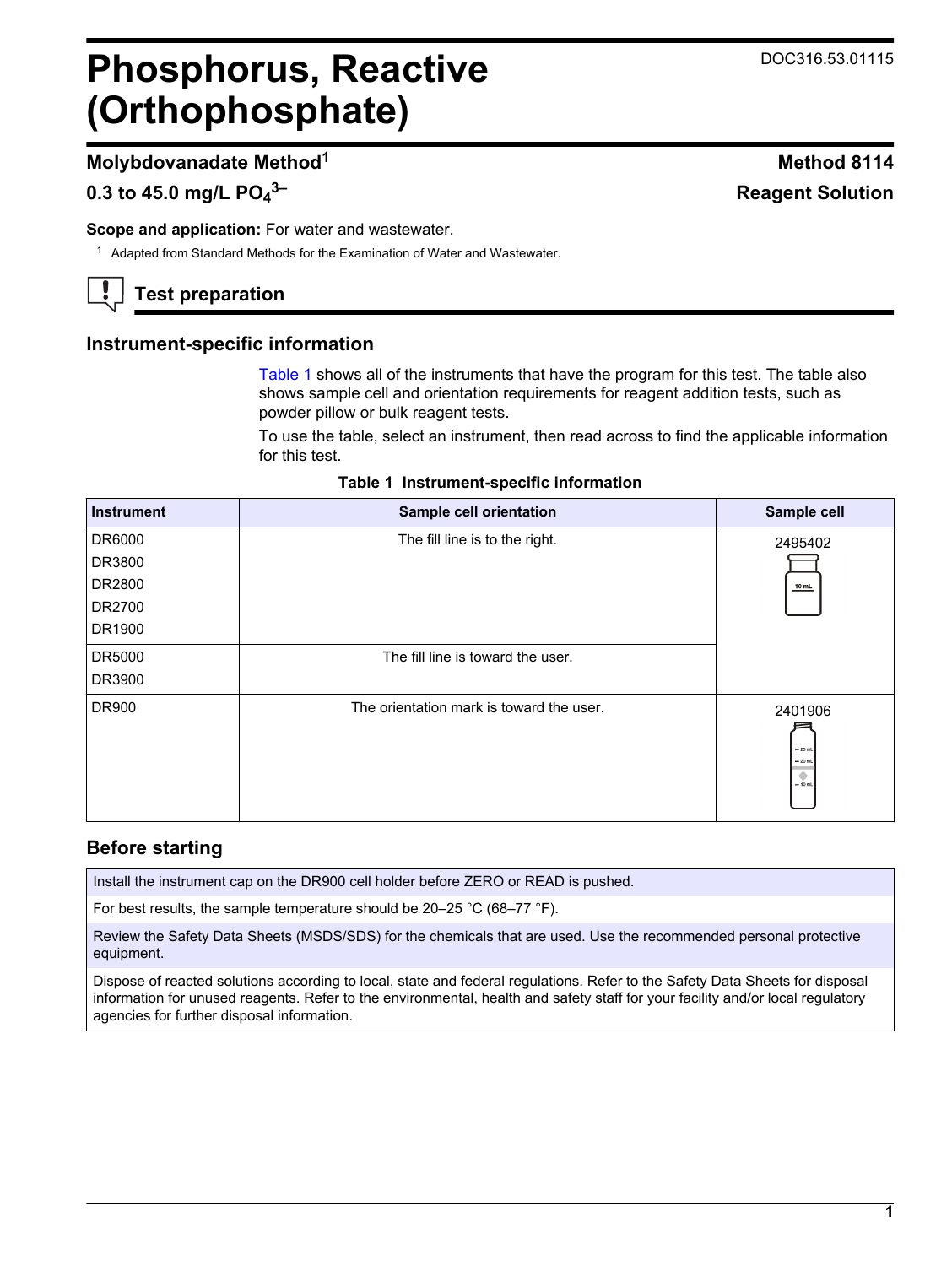DOC316.53.01115

# Phosphorus, Reactive (Orthophosphate)

**Molybdovanadate Method**[1] **Method 8114**

**0.3 to 45.0 mg/L $PO_4^{3-}$** **Reagent Solution**

**Scope and application:** For water and wastewater.

[1] Adapted from Standard Methods for the Examination of Water and Wastewater.

## Test preparation

### Instrument-specific information

Table 1 shows all of the instruments that have the program for this test. The table also shows sample cell and orientation requirements for reagent addition tests, such as powder pillow or bulk reagent tests.

To use the table, select an instrument, then read across to find the applicable information for this test.

**Table 1 Instrument-specific information**

| Instrument | Sample cell orientation | Sample cell |
|---|---|---|
| DR6000<br>DR3800<br>DR2800<br>DR2700<br>DR1900 | The fill line is to the right. | 2495402 |
| DR5000<br>DR3900 | The fill line is toward the user. | 2495402 |
| DR900 | The orientation mark is toward the user. | 2401906 |

### Before starting

Install the instrument cap on the DR900 cell holder before ZERO or READ is pushed.

For best results, the sample temperature should be 20–25 °C (68–77 °F).

Review the Safety Data Sheets (MSDS/SDS) for the chemicals that are used. Use the recommended personal protective equipment.

Dispose of reacted solutions according to local, state and federal regulations. Refer to the Safety Data Sheets for disposal information for unused reagents. Refer to the environmental, health and safety staff for your facility and/or local regulatory agencies for further disposal information.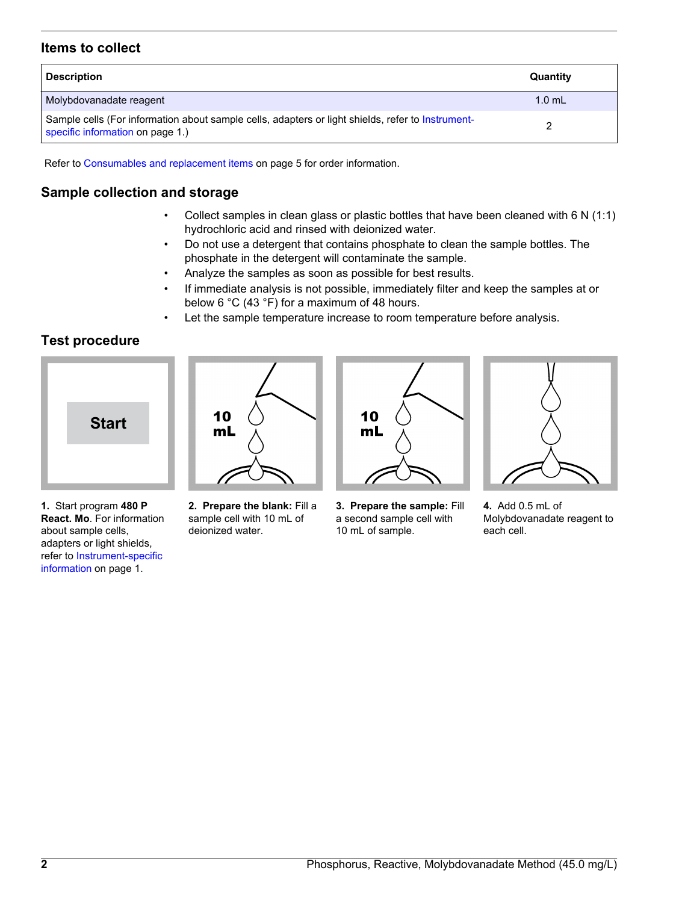## Items to collect

| Description | Quantity |
|---|---|
| Molybdovanadate reagent | 1.0 mL |
| Sample cells (For information about sample cells, adapters or light shields, refer to Instrument-specific information on page 1.) | 2 |

Refer to Consumables and replacement items on page 5 for order information.

## Sample collection and storage

- Collect samples in clean glass or plastic bottles that have been cleaned with 6 N (1:1) hydrochloric acid and rinsed with deionized water.
- Do not use a detergent that contains phosphate to clean the sample bottles. The phosphate in the detergent will contaminate the sample.
- Analyze the samples as soon as possible for best results.
- If immediate analysis is not possible, immediately filter and keep the samples at or below 6 °C (43 °F) for a maximum of 48 hours.
- Let the sample temperature increase to room temperature before analysis.

## Test procedure

**1.** Start program **480 P React. Mo**. For information about sample cells, adapters or light shields, refer to Instrument-specific information on page 1.

**2. Prepare the blank:** Fill a sample cell with 10 mL of deionized water.

**3. Prepare the sample:** Fill a second sample cell with 10 mL of sample.

**4.** Add 0.5 mL of Molybdovanadate reagent to each cell.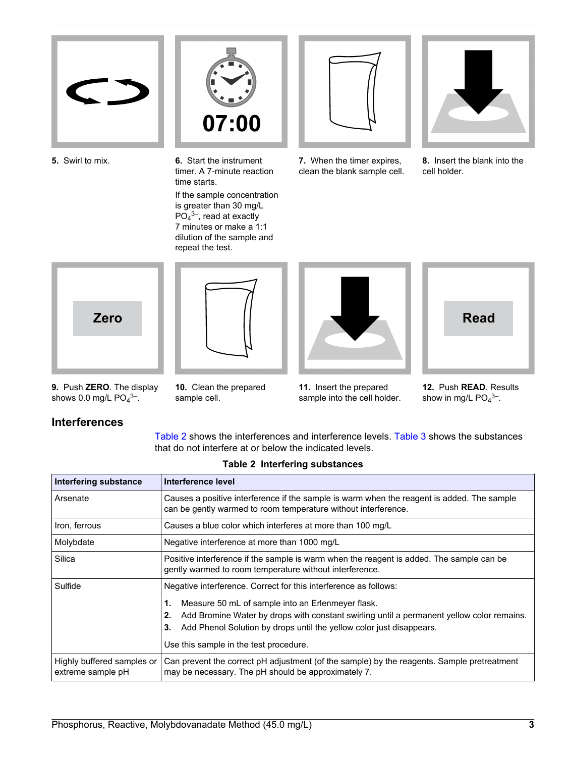5. Swirl to mix.

6. Start the instrument timer. A 7-minute reaction time starts.

   If the sample concentration is greater than 30 mg/L $PO_4^{3-}$, read at exactly 7 minutes or make a 1:1 dilution of the sample and repeat the test.

7. When the timer expires, clean the blank sample cell.

8. Insert the blank into the cell holder.

9. Push **ZERO**. The display shows 0.0 mg/L $PO_4^{3-}$.

10. Clean the prepared sample cell.

11. Insert the prepared sample into the cell holder.

12. Push **READ**. Results show in mg/L $PO_4^{3-}$.

## Interferences

Table 2 shows the interferences and interference levels. Table 3 shows the substances that do not interfere at or below the indicated levels.

**Table 2 Interfering substances**

| Interfering substance | Interference level |
| --- | --- |
| Arsenate | Causes a positive interference if the sample is warm when the reagent is added. The sample can be gently warmed to room temperature without interference. |
| Iron, ferrous | Causes a blue color which interferes at more than 100 mg/L |
| Molybdate | Negative interference at more than 1000 mg/L |
| Silica | Positive interference if the sample is warm when the reagent is added. The sample can be gently warmed to room temperature without interference. |
| Sulfide | Negative interference. Correct for this interference as follows: **1.** Measure 50 mL of sample into an Erlenmeyer flask. **2.** Add Bromine Water by drops with constant swirling until a permanent yellow color remains. **3.** Add Phenol Solution by drops until the yellow color just disappears. Use this sample in the test procedure. |
| Highly buffered samples or extreme sample pH | Can prevent the correct pH adjustment (of the sample) by the reagents. Sample pretreatment may be necessary. The pH should be approximately 7. |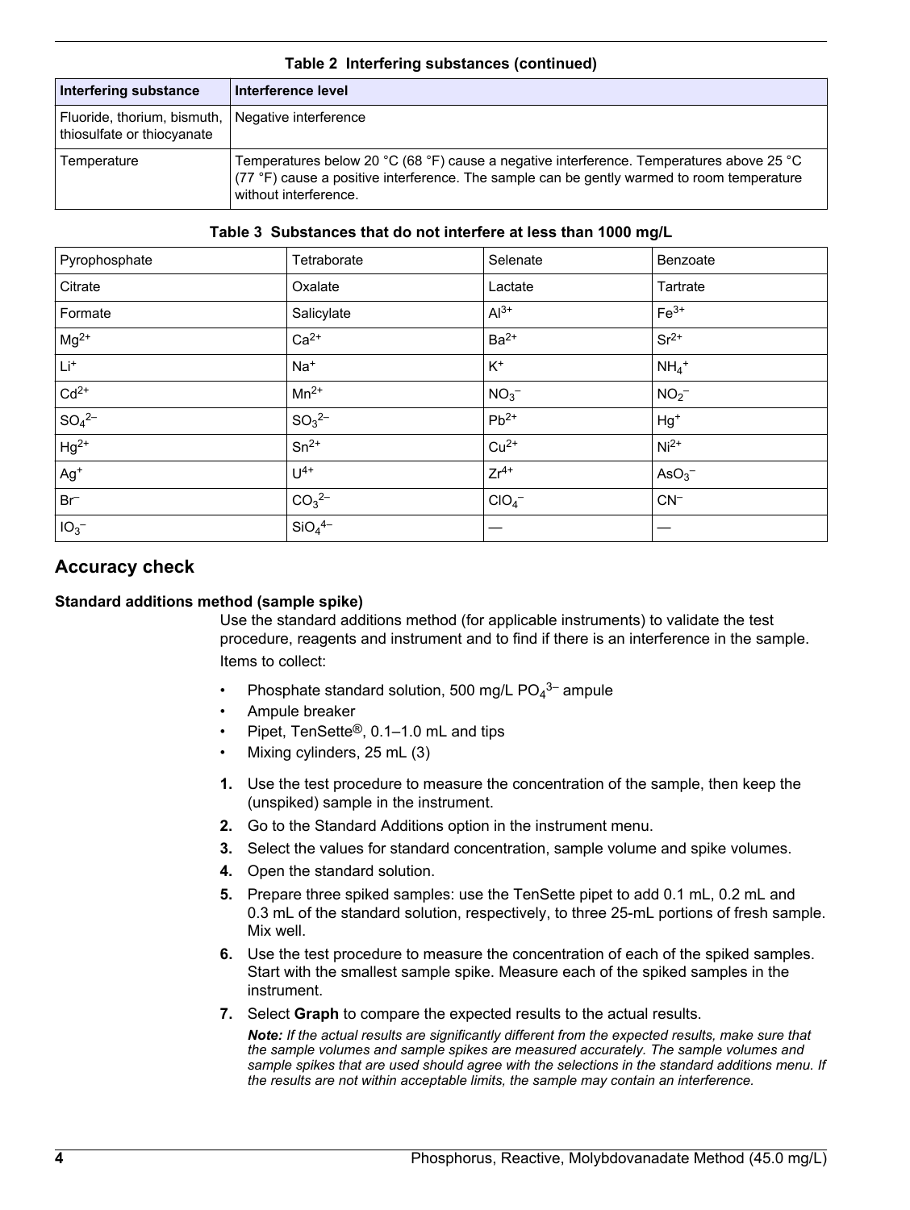**Table 2 Interfering substances (continued)**

| Interfering substance | Interference level |
| --- | --- |
| Fluoride, thorium, bismuth, thiosulfate or thiocyanate | Negative interference |
| Temperature | Temperatures below 20 °C (68 °F) cause a negative interference. Temperatures above 25 °C (77 °F) cause a positive interference. The sample can be gently warmed to room temperature without interference. |

**Table 3 Substances that do not interfere at less than 1000 mg/L**

| | | | |
| --- | --- | --- | --- |
| Pyrophosphate | Tetraborate | Selenate | Benzoate |
| Citrate | Oxalate | Lactate | Tartrate |
| Formate | Salicylate | $Al^{3+}$ | $Fe^{3+}$ |
| $Mg^{2+}$ | $Ca^{2+}$ | $Ba^{2+}$ | $Sr^{2+}$ |
| $Li^{+}$ | $Na^{+}$ | $K^{+}$ | $NH_4^{+}$ |
| $Cd^{2+}$ | $Mn^{2+}$ | $NO_3^{-}$ | $NO_2^{-}$ |
| $SO_4^{2-}$ | $SO_3^{2-}$ | $Pb^{2+}$ | $Hg^{+}$ |
| $Hg^{2+}$ | $Sn^{2+}$ | $Cu^{2+}$ | $Ni^{2+}$ |
| $Ag^{+}$ | $U^{4+}$ | $Zr^{4+}$ | $AsO_3^{-}$ |
| $Br^{-}$ | $CO_3^{2-}$ | $ClO_4^{-}$ | $CN^{-}$ |
| $IO_3^{-}$ | $SiO_4^{4-}$ | — | — |

## Accuracy check

### Standard additions method (sample spike)

Use the standard additions method (for applicable instruments) to validate the test procedure, reagents and instrument and to find if there is an interference in the sample.

Items to collect:

- Phosphate standard solution, 500 mg/L $PO_4^{3-}$ ampule
- Ampule breaker
- Pipet, TenSette®, 0.1–1.0 mL and tips
- Mixing cylinders, 25 mL (3)

1. Use the test procedure to measure the concentration of the sample, then keep the (unspiked) sample in the instrument.
2. Go to the Standard Additions option in the instrument menu.
3. Select the values for standard concentration, sample volume and spike volumes.
4. Open the standard solution.
5. Prepare three spiked samples: use the TenSette pipet to add 0.1 mL, 0.2 mL and 0.3 mL of the standard solution, respectively, to three 25-mL portions of fresh sample. Mix well.
6. Use the test procedure to measure the concentration of each of the spiked samples. Start with the smallest sample spike. Measure each of the spiked samples in the instrument.
7. Select **Graph** to compare the expected results to the actual results.

   ***Note:*** *If the actual results are significantly different from the expected results, make sure that the sample volumes and sample spikes are measured accurately. The sample volumes and sample spikes that are used should agree with the selections in the standard additions menu. If the results are not within acceptable limits, the sample may contain an interference.*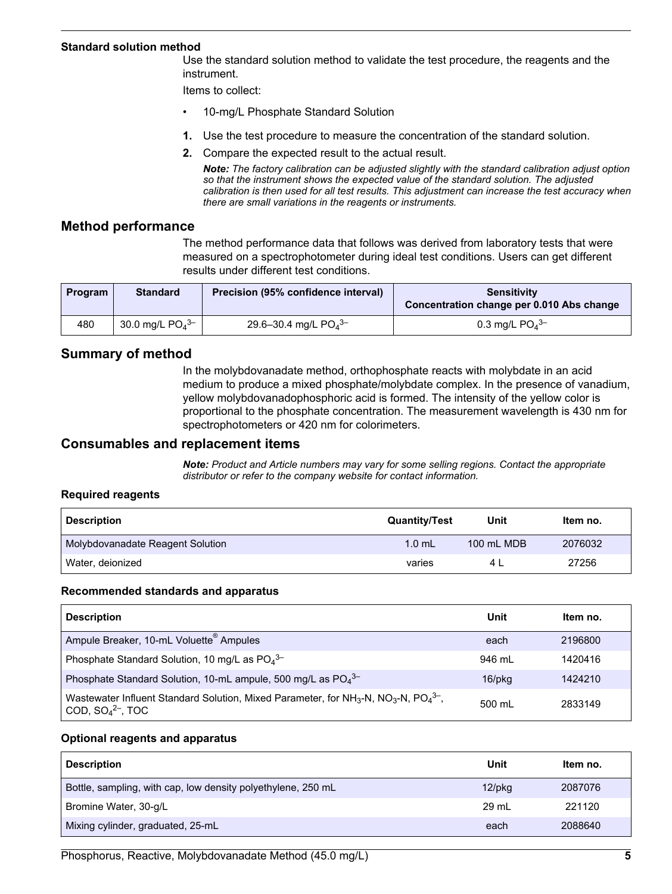### Standard solution method

Use the standard solution method to validate the test procedure, the reagents and the instrument.

Items to collect:

- 10-mg/L Phosphate Standard Solution

1. Use the test procedure to measure the concentration of the standard solution.
2. Compare the expected result to the actual result.

   ***Note:*** *The factory calibration can be adjusted slightly with the standard calibration adjust option so that the instrument shows the expected value of the standard solution. The adjusted calibration is then used for all test results. This adjustment can increase the test accuracy when there are small variations in the reagents or instruments.*

## Method performance

The method performance data that follows was derived from laboratory tests that were measured on a spectrophotometer during ideal test conditions. Users can get different results under different test conditions.

| Program | Standard | Precision (95% confidence interval) | Sensitivity Concentration change per 0.010 Abs change |
|---|---|---|---|
| 480 | 30.0 mg/L $PO_4^{3-}$ | 29.6–30.4 mg/L $PO_4^{3-}$ | 0.3 mg/L $PO_4^{3-}$ |

## Summary of method

In the molybdovanadate method, orthophosphate reacts with molybdate in an acid medium to produce a mixed phosphate/molybdate complex. In the presence of vanadium, yellow molybdovanadophosphoric acid is formed. The intensity of the yellow color is proportional to the phosphate concentration. The measurement wavelength is 430 nm for spectrophotometers or 420 nm for colorimeters.

## Consumables and replacement items

***Note:*** *Product and Article numbers may vary for some selling regions. Contact the appropriate distributor or refer to the company website for contact information.*

### Required reagents

| Description | Quantity/Test | Unit | Item no. |
|---|---|---|---|
| Molybdovanadate Reagent Solution | 1.0 mL | 100 mL MDB | 2076032 |
| Water, deionized | varies | 4 L | 27256 |

### Recommended standards and apparatus

| Description | Unit | Item no. |
|---|---|---|
| Ampule Breaker, 10-mL Voluette® Ampules | each | 2196800 |
| Phosphate Standard Solution, 10 mg/L as $PO_4^{3-}$ | 946 mL | 1420416 |
| Phosphate Standard Solution, 10-mL ampule, 500 mg/L as $PO_4^{3-}$ | 16/pkg | 1424210 |
| Wastewater Influent Standard Solution, Mixed Parameter, for $NH_3$-N, $NO_3$-N, $PO_4^{3-}$, COD, $SO_4^{2-}$, TOC | 500 mL | 2833149 |

### Optional reagents and apparatus

| Description | Unit | Item no. |
|---|---|---|
| Bottle, sampling, with cap, low density polyethylene, 250 mL | 12/pkg | 2087076 |
| Bromine Water, 30-g/L | 29 mL | 221120 |
| Mixing cylinder, graduated, 25-mL | each | 2088640 |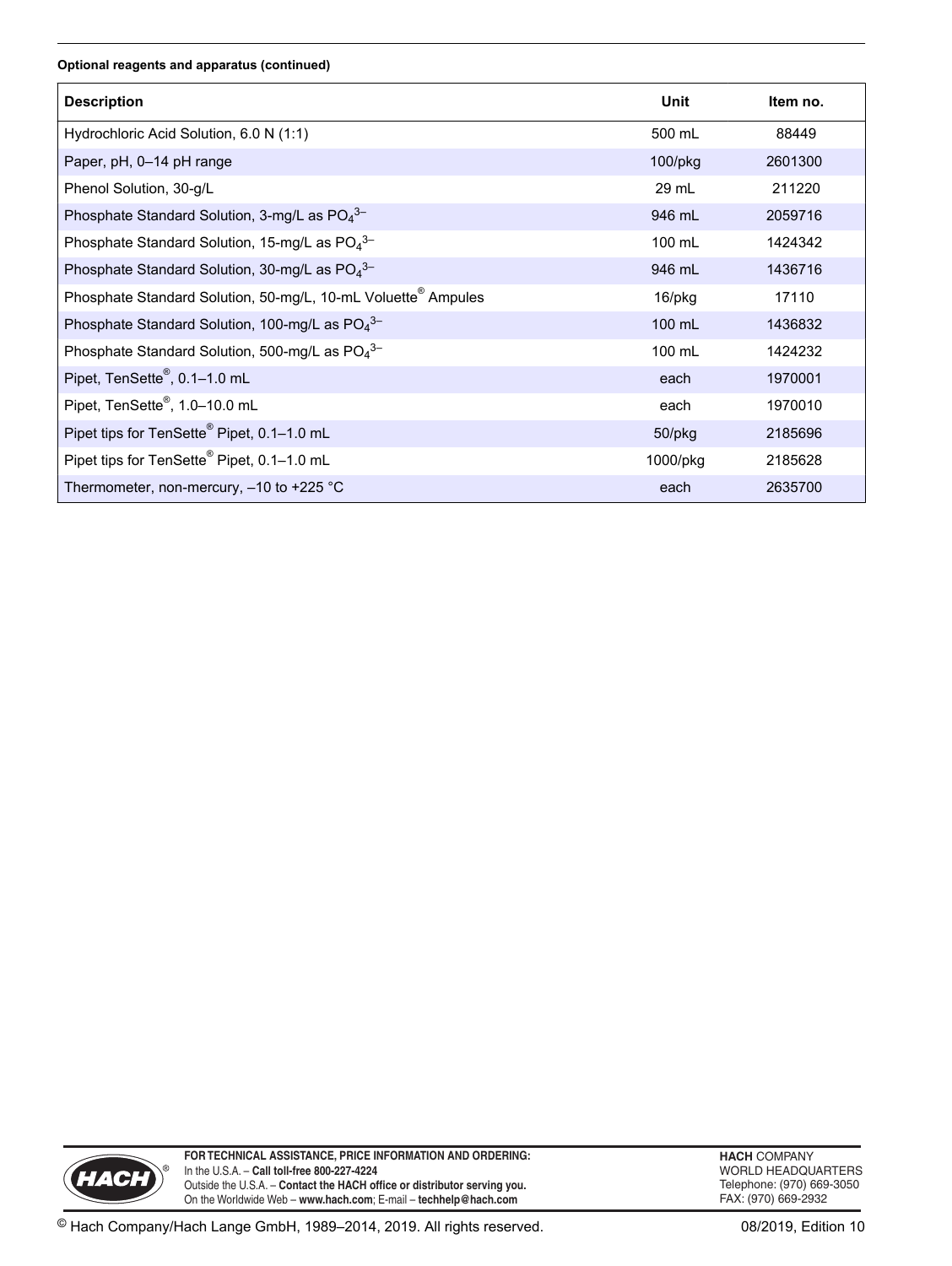**Optional reagents and apparatus (continued)**

| Description | Unit | Item no. |
| --- | --- | --- |
| Hydrochloric Acid Solution, 6.0 N (1:1) | 500 mL | 88449 |
| Paper, pH, 0–14 pH range | 100/pkg | 2601300 |
| Phenol Solution, 30-g/L | 29 mL | 211220 |
| Phosphate Standard Solution, 3-mg/L as $PO_4^{3-}$ | 946 mL | 2059716 |
| Phosphate Standard Solution, 15-mg/L as $PO_4^{3-}$ | 100 mL | 1424342 |
| Phosphate Standard Solution, 30-mg/L as $PO_4^{3-}$ | 946 mL | 1436716 |
| Phosphate Standard Solution, 50-mg/L, 10-mL Voluette® Ampules | 16/pkg | 17110 |
| Phosphate Standard Solution, 100-mg/L as $PO_4^{3-}$ | 100 mL | 1436832 |
| Phosphate Standard Solution, 500-mg/L as $PO_4^{3-}$ | 100 mL | 1424232 |
| Pipet, TenSette®, 0.1–1.0 mL | each | 1970001 |
| Pipet, TenSette®, 1.0–10.0 mL | each | 1970010 |
| Pipet tips for TenSette® Pipet, 0.1–1.0 mL | 50/pkg | 2185696 |
| Pipet tips for TenSette® Pipet, 0.1–1.0 mL | 1000/pkg | 2185628 |
| Thermometer, non-mercury, –10 to +225 °C | each | 2635700 |

**FOR TECHNICAL ASSISTANCE, PRICE INFORMATION AND ORDERING:**
In the U.S.A. – **Call toll-free 800-227-4224**
Outside the U.S.A. – **Contact the HACH office or distributor serving you.**
On the Worldwide Web – **www.hach.com**; E-mail – **techhelp@hach.com**

**HACH** COMPANY
WORLD HEADQUARTERS
Telephone: (970) 669-3050
FAX: (970) 669-2932

© Hach Company/Hach Lange GmbH, 1989–2014, 2019. All rights reserved.

08/2019, Edition 10